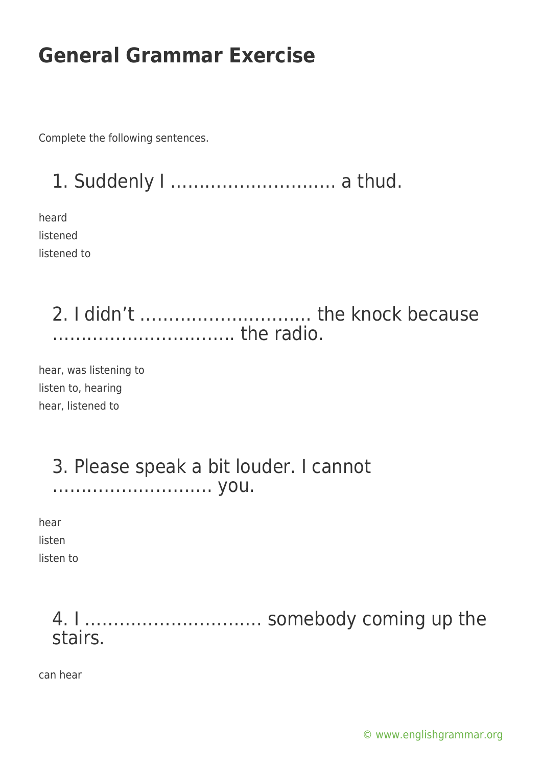# General Grammar Exercise

Complete the following sentences.

## 1. Suddenly I ……………………….. a thud.

heard
listened
listened to

## 2. I didn't ……………………….. the knock because ………………………….. the radio.

hear, was listening to
listen to, hearing
hear, listened to

## 3. Please speak a bit louder. I cannot ………………………. you.

hear
listen
listen to

## 4. I ………………………….. somebody coming up the stairs.

can hear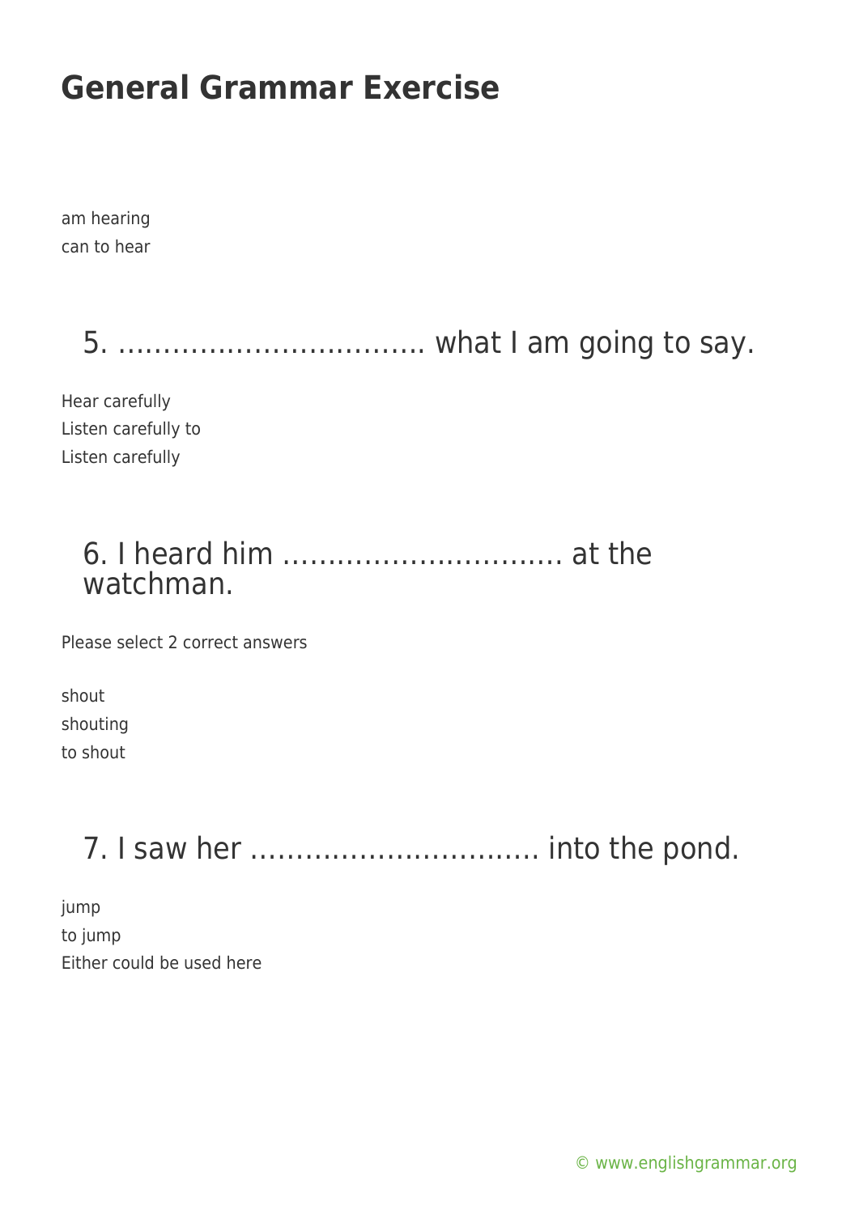am hearing
can to hear

## 5. ……………………………. what I am going to say.

Hear carefully
Listen carefully to
Listen carefully

## 6. I heard him …………………………. at the watchman.

Please select 2 correct answers

shout
shouting
to shout

## 7. I saw her …………………………. into the pond.

jump
to jump
Either could be used here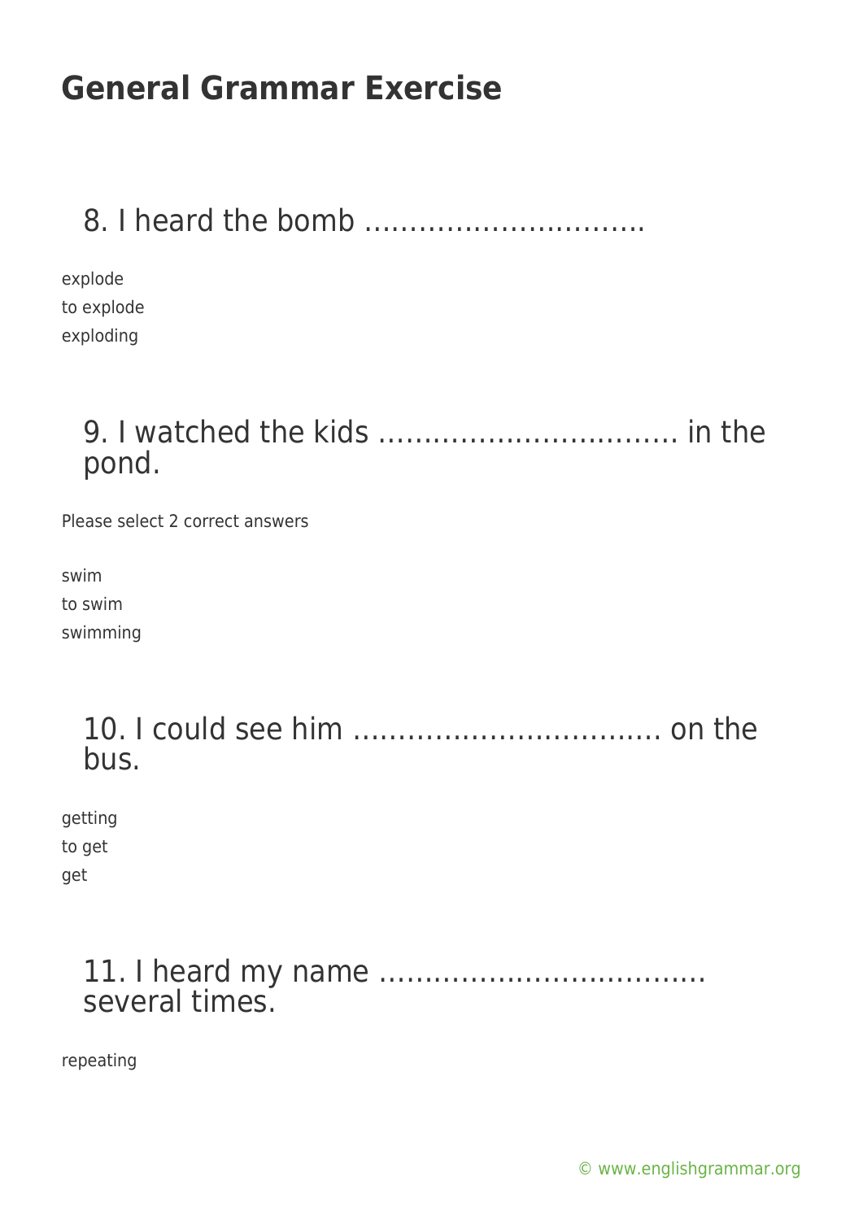# General Grammar Exercise

## 8. I heard the bomb …………………………..

explode
to explode
exploding

## 9. I watched the kids …………………………… in the pond.

Please select 2 correct answers

swim
to swim
swimming

## 10. I could see him ……………………………. on the bus.

getting
to get
get

## 11. I heard my name ……………………………… several times.

repeating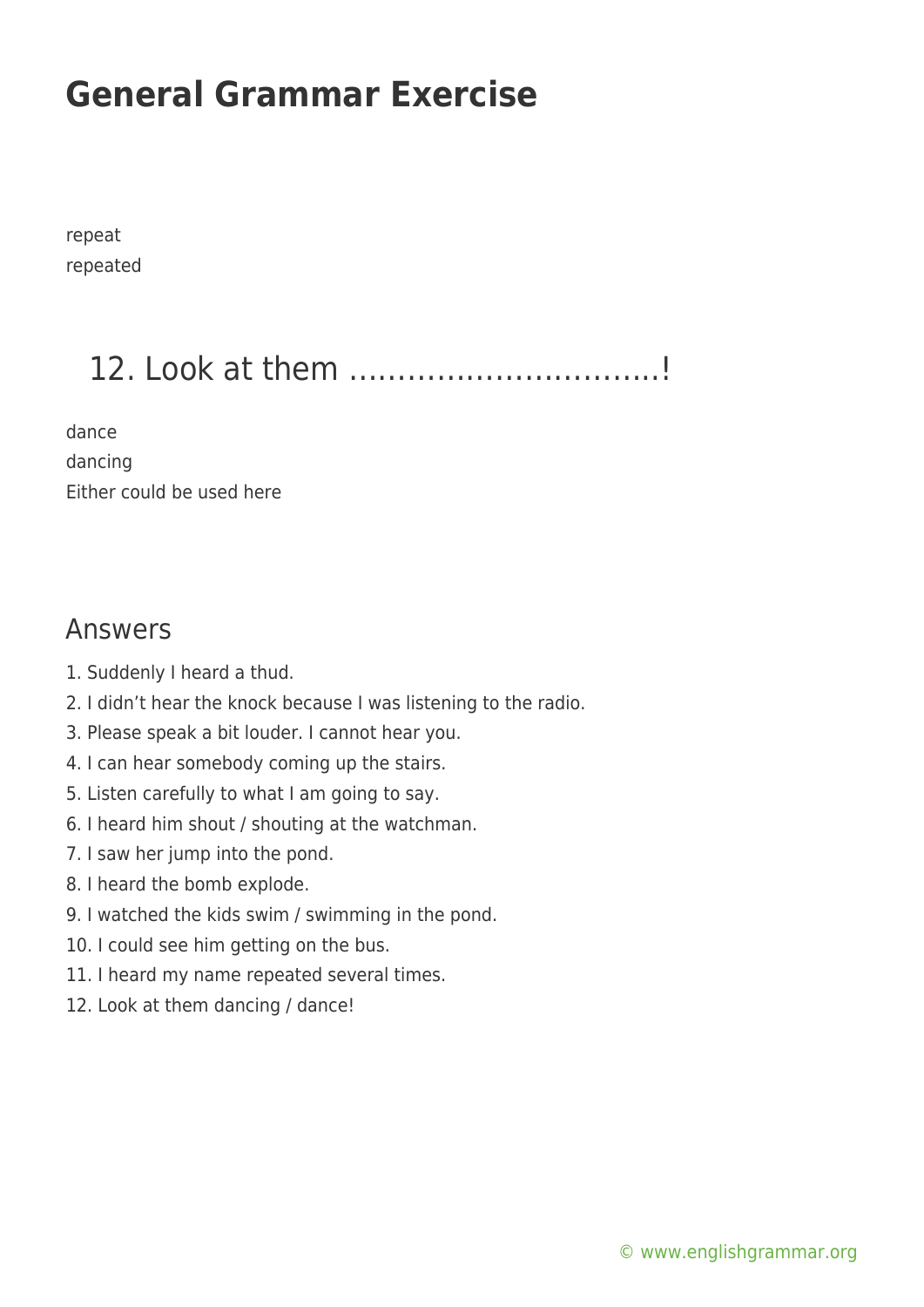repeat
repeated

## 12. Look at them …………………………..!

dance
dancing
Either could be used here

## Answers

1. Suddenly I heard a thud.
2. I didn't hear the knock because I was listening to the radio.
3. Please speak a bit louder. I cannot hear you.
4. I can hear somebody coming up the stairs.
5. Listen carefully to what I am going to say.
6. I heard him shout / shouting at the watchman.
7. I saw her jump into the pond.
8. I heard the bomb explode.
9. I watched the kids swim / swimming in the pond.
10. I could see him getting on the bus.
11. I heard my name repeated several times.
12. Look at them dancing / dance!